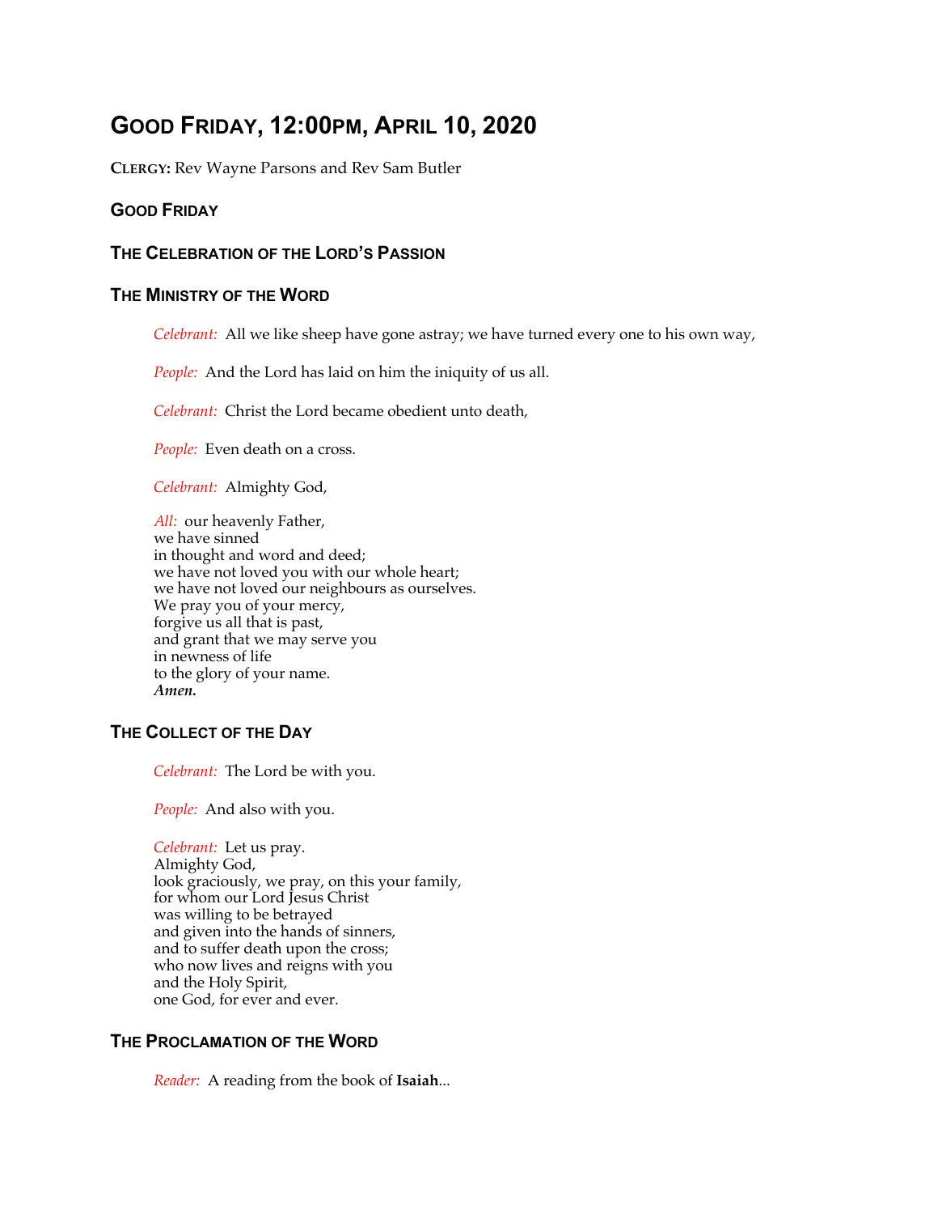# Good Friday, 12:00pm, April 10, 2020

**Clergy:** Rev Wayne Parsons and Rev Sam Butler

## Good Friday

## The Celebration of the Lord's Passion

## The Ministry of the Word

*Celebrant:* All we like sheep have gone astray; we have turned every one to his own way,

*People:* And the Lord has laid on him the iniquity of us all.

*Celebrant:* Christ the Lord became obedient unto death,

*People:* Even death on a cross.

*Celebrant:* Almighty God,

*All:* our heavenly Father,
we have sinned
in thought and word and deed;
we have not loved you with our whole heart;
we have not loved our neighbours as ourselves.
We pray you of your mercy,
forgive us all that is past,
and grant that we may serve you
in newness of life
to the glory of your name.
***Amen.***

## The Collect of the Day

*Celebrant:* The Lord be with you.

*People:* And also with you.

*Celebrant:* Let us pray.
Almighty God,
look graciously, we pray, on this your family,
for whom our Lord Jesus Christ
was willing to be betrayed
and given into the hands of sinners,
and to suffer death upon the cross;
who now lives and reigns with you
and the Holy Spirit,
one God, for ever and ever.

## The Proclamation of the Word

*Reader:* A reading from the book of **Isaiah**...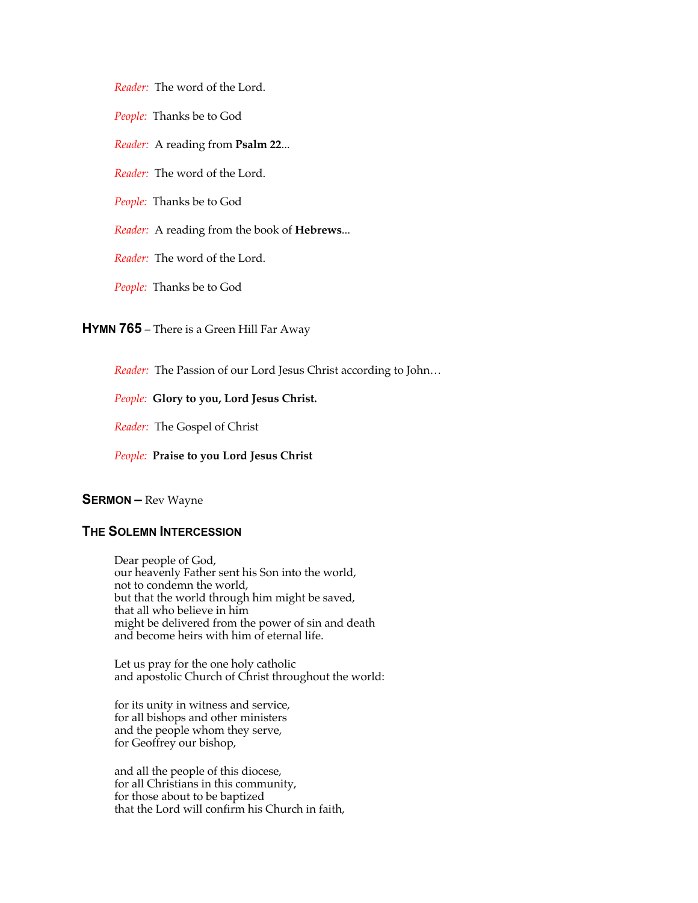*Reader:* The word of the Lord.

*People:* Thanks be to God

*Reader:* A reading from **Psalm 22**...

*Reader:* The word of the Lord.

*People:* Thanks be to God

*Reader:* A reading from the book of **Hebrews**...

*Reader:* The word of the Lord.

*People:* Thanks be to God

## **HYMN 765** – There is a Green Hill Far Away

*Reader:* The Passion of our Lord Jesus Christ according to John…

*People:* **Glory to you, Lord Jesus Christ.**

*Reader:* The Gospel of Christ

*People:* **Praise to you Lord Jesus Christ**

## **SERMON –** Rev Wayne

## **THE SOLEMN INTERCESSION**

Dear people of God,
our heavenly Father sent his Son into the world,
not to condemn the world,
but that the world through him might be saved,
that all who believe in him
might be delivered from the power of sin and death
and become heirs with him of eternal life.

Let us pray for the one holy catholic
and apostolic Church of Christ throughout the world:

for its unity in witness and service,
for all bishops and other ministers
and the people whom they serve,
for Geoffrey our bishop,

and all the people of this diocese,
for all Christians in this community,
for those about to be baptized
that the Lord will confirm his Church in faith,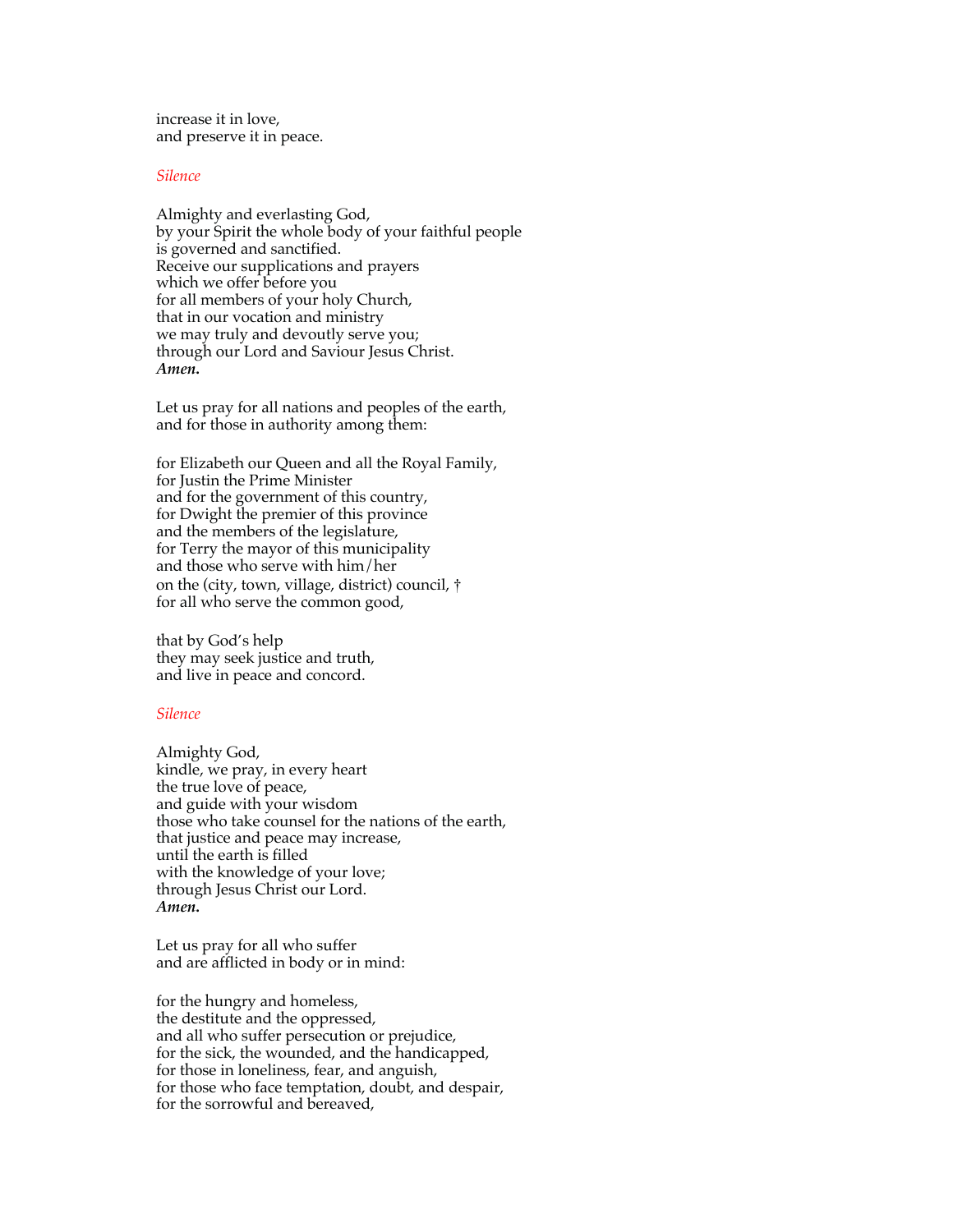increase it in love,
and preserve it in peace.

*Silence*

Almighty and everlasting God,
by your Spirit the whole body of your faithful people
is governed and sanctified.
Receive our supplications and prayers
which we offer before you
for all members of your holy Church,
that in our vocation and ministry
we may truly and devoutly serve you;
through our Lord and Saviour Jesus Christ.
***Amen.***

Let us pray for all nations and peoples of the earth,
and for those in authority among them:

for Elizabeth our Queen and all the Royal Family,
for Justin the Prime Minister
and for the government of this country,
for Dwight the premier of this province
and the members of the legislature,
for Terry the mayor of this municipality
and those who serve with him/her
on the (city, town, village, district) council, †
for all who serve the common good,

that by God's help
they may seek justice and truth,
and live in peace and concord.

*Silence*

Almighty God,
kindle, we pray, in every heart
the true love of peace,
and guide with your wisdom
those who take counsel for the nations of the earth,
that justice and peace may increase,
until the earth is filled
with the knowledge of your love;
through Jesus Christ our Lord.
***Amen.***

Let us pray for all who suffer
and are afflicted in body or in mind:

for the hungry and homeless,
the destitute and the oppressed,
and all who suffer persecution or prejudice,
for the sick, the wounded, and the handicapped,
for those in loneliness, fear, and anguish,
for those who face temptation, doubt, and despair,
for the sorrowful and bereaved,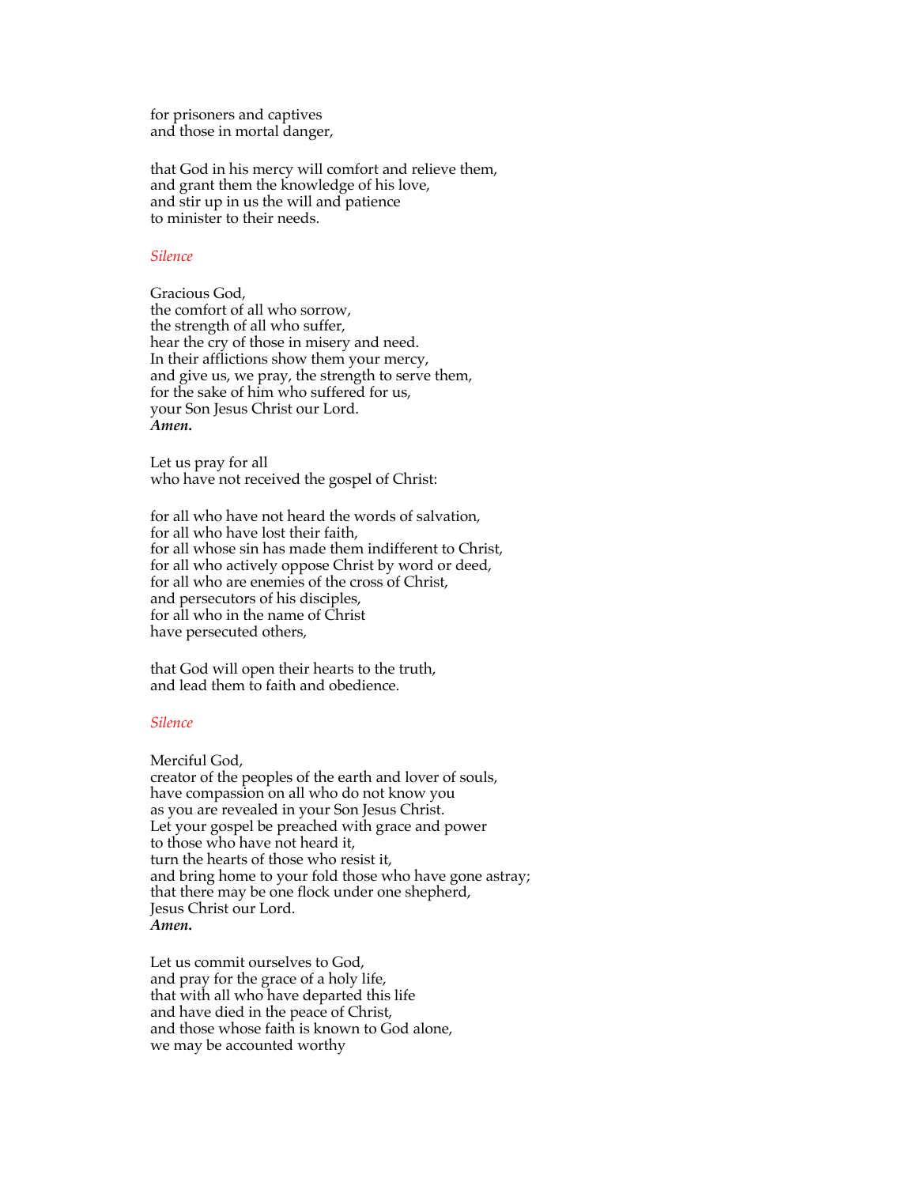for prisoners and captives
and those in mortal danger,

that God in his mercy will comfort and relieve them,
and grant them the knowledge of his love,
and stir up in us the will and patience
to minister to their needs.

*Silence*

Gracious God,
the comfort of all who sorrow,
the strength of all who suffer,
hear the cry of those in misery and need.
In their afflictions show them your mercy,
and give us, we pray, the strength to serve them,
for the sake of him who suffered for us,
your Son Jesus Christ our Lord.
***Amen.***

Let us pray for all
who have not received the gospel of Christ:

for all who have not heard the words of salvation,
for all who have lost their faith,
for all whose sin has made them indifferent to Christ,
for all who actively oppose Christ by word or deed,
for all who are enemies of the cross of Christ,
and persecutors of his disciples,
for all who in the name of Christ
have persecuted others,

that God will open their hearts to the truth,
and lead them to faith and obedience.

*Silence*

Merciful God,
creator of the peoples of the earth and lover of souls,
have compassion on all who do not know you
as you are revealed in your Son Jesus Christ.
Let your gospel be preached with grace and power
to those who have not heard it,
turn the hearts of those who resist it,
and bring home to your fold those who have gone astray;
that there may be one flock under one shepherd,
Jesus Christ our Lord.
***Amen.***

Let us commit ourselves to God,
and pray for the grace of a holy life,
that with all who have departed this life
and have died in the peace of Christ,
and those whose faith is known to God alone,
we may be accounted worthy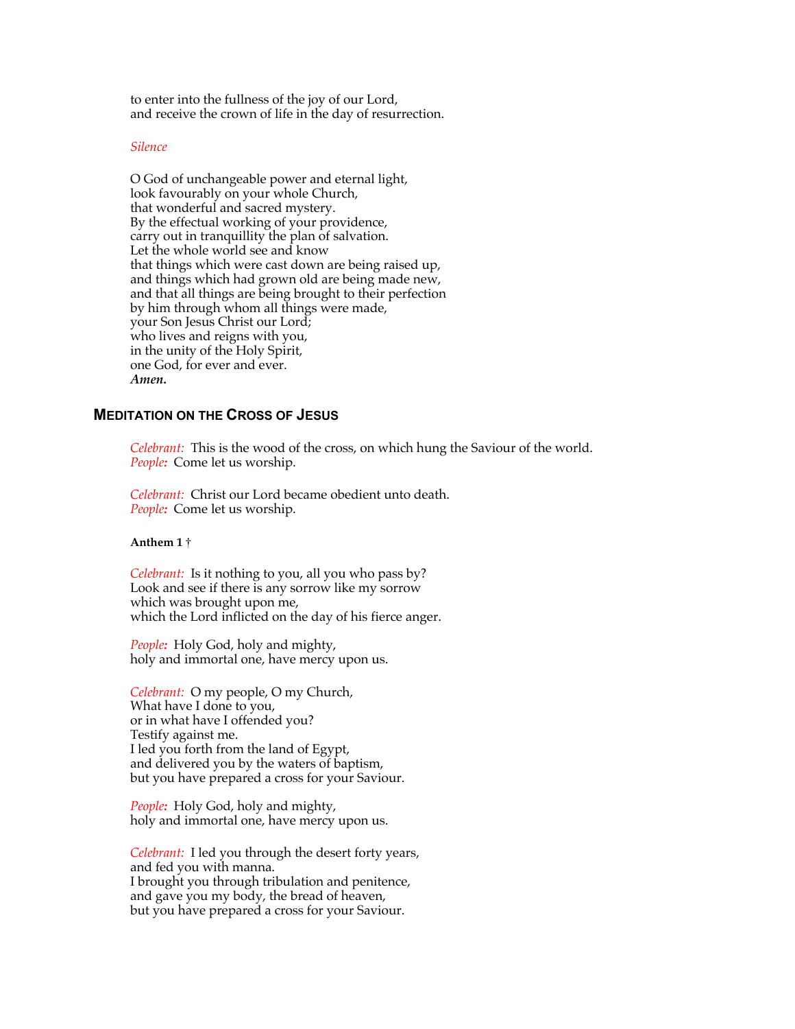to enter into the fullness of the joy of our Lord,
and receive the crown of life in the day of resurrection.

*Silence*

O God of unchangeable power and eternal light,
look favourably on your whole Church,
that wonderful and sacred mystery.
By the effectual working of your providence,
carry out in tranquillity the plan of salvation.
Let the whole world see and know
that things which were cast down are being raised up,
and things which had grown old are being made new,
and that all things are being brought to their perfection
by him through whom all things were made,
your Son Jesus Christ our Lord;
who lives and reigns with you,
in the unity of the Holy Spirit,
one God, for ever and ever.
***Amen.***

## Meditation on the Cross of Jesus

*Celebrant:* This is the wood of the cross, on which hung the Saviour of the world.
*People:* Come let us worship.

*Celebrant:* Christ our Lord became obedient unto death.
*People:* Come let us worship.

**Anthem 1** †

*Celebrant:* Is it nothing to you, all you who pass by?
Look and see if there is any sorrow like my sorrow
which was brought upon me,
which the Lord inflicted on the day of his fierce anger.

*People:* Holy God, holy and mighty,
holy and immortal one, have mercy upon us.

*Celebrant:* O my people, O my Church,
What have I done to you,
or in what have I offended you?
Testify against me.
I led you forth from the land of Egypt,
and delivered you by the waters of baptism,
but you have prepared a cross for your Saviour.

*People:* Holy God, holy and mighty,
holy and immortal one, have mercy upon us.

*Celebrant:* I led you through the desert forty years,
and fed you with manna.
I brought you through tribulation and penitence,
and gave you my body, the bread of heaven,
but you have prepared a cross for your Saviour.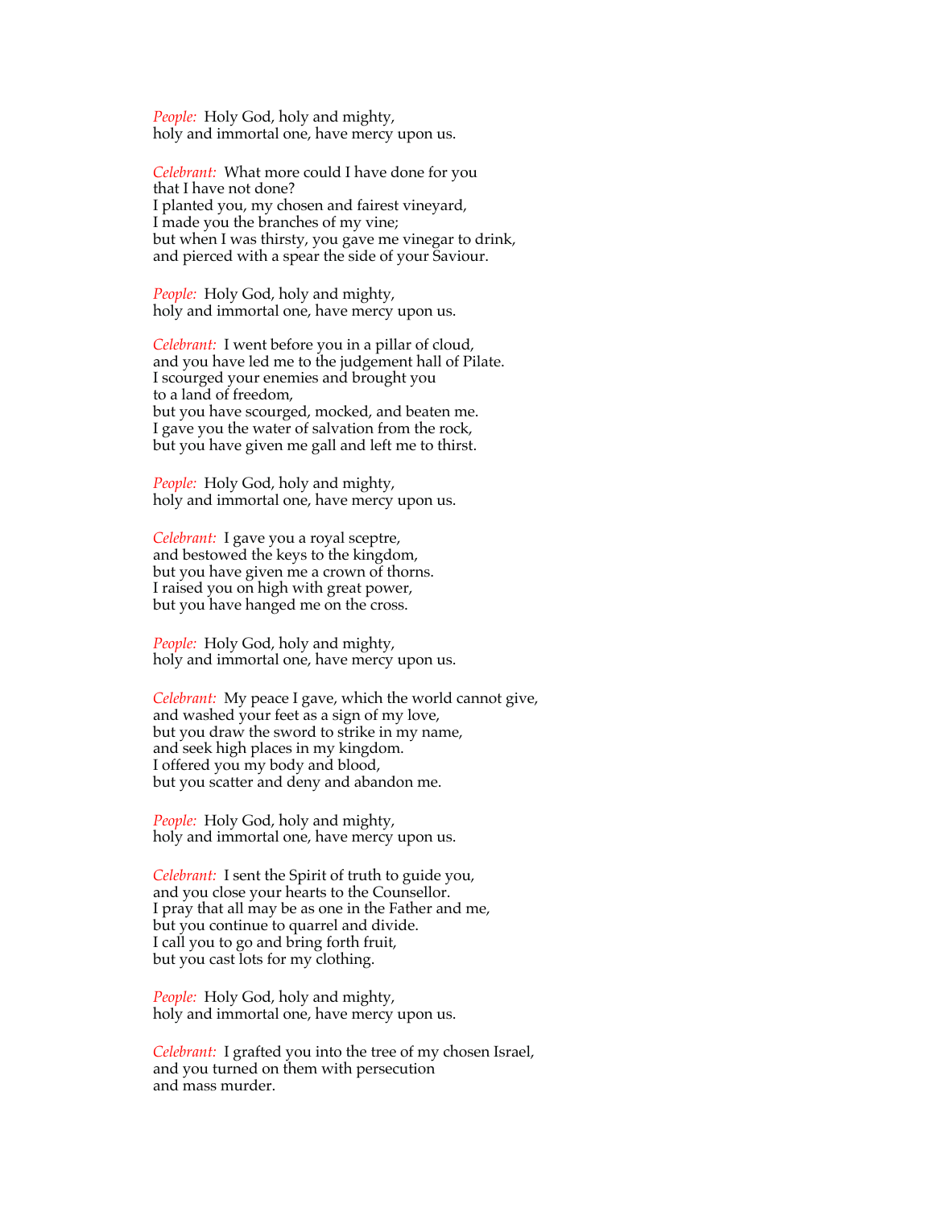*People:* Holy God, holy and mighty,
holy and immortal one, have mercy upon us.

*Celebrant:* What more could I have done for you
that I have not done?
I planted you, my chosen and fairest vineyard,
I made you the branches of my vine;
but when I was thirsty, you gave me vinegar to drink,
and pierced with a spear the side of your Saviour.

*People:* Holy God, holy and mighty,
holy and immortal one, have mercy upon us.

*Celebrant:* I went before you in a pillar of cloud,
and you have led me to the judgement hall of Pilate.
I scourged your enemies and brought you
to a land of freedom,
but you have scourged, mocked, and beaten me.
I gave you the water of salvation from the rock,
but you have given me gall and left me to thirst.

*People:* Holy God, holy and mighty,
holy and immortal one, have mercy upon us.

*Celebrant:* I gave you a royal sceptre,
and bestowed the keys to the kingdom,
but you have given me a crown of thorns.
I raised you on high with great power,
but you have hanged me on the cross.

*People:* Holy God, holy and mighty,
holy and immortal one, have mercy upon us.

*Celebrant:* My peace I gave, which the world cannot give,
and washed your feet as a sign of my love,
but you draw the sword to strike in my name,
and seek high places in my kingdom.
I offered you my body and blood,
but you scatter and deny and abandon me.

*People:* Holy God, holy and mighty,
holy and immortal one, have mercy upon us.

*Celebrant:* I sent the Spirit of truth to guide you,
and you close your hearts to the Counsellor.
I pray that all may be as one in the Father and me,
but you continue to quarrel and divide.
I call you to go and bring forth fruit,
but you cast lots for my clothing.

*People:* Holy God, holy and mighty,
holy and immortal one, have mercy upon us.

*Celebrant:* I grafted you into the tree of my chosen Israel,
and you turned on them with persecution
and mass murder.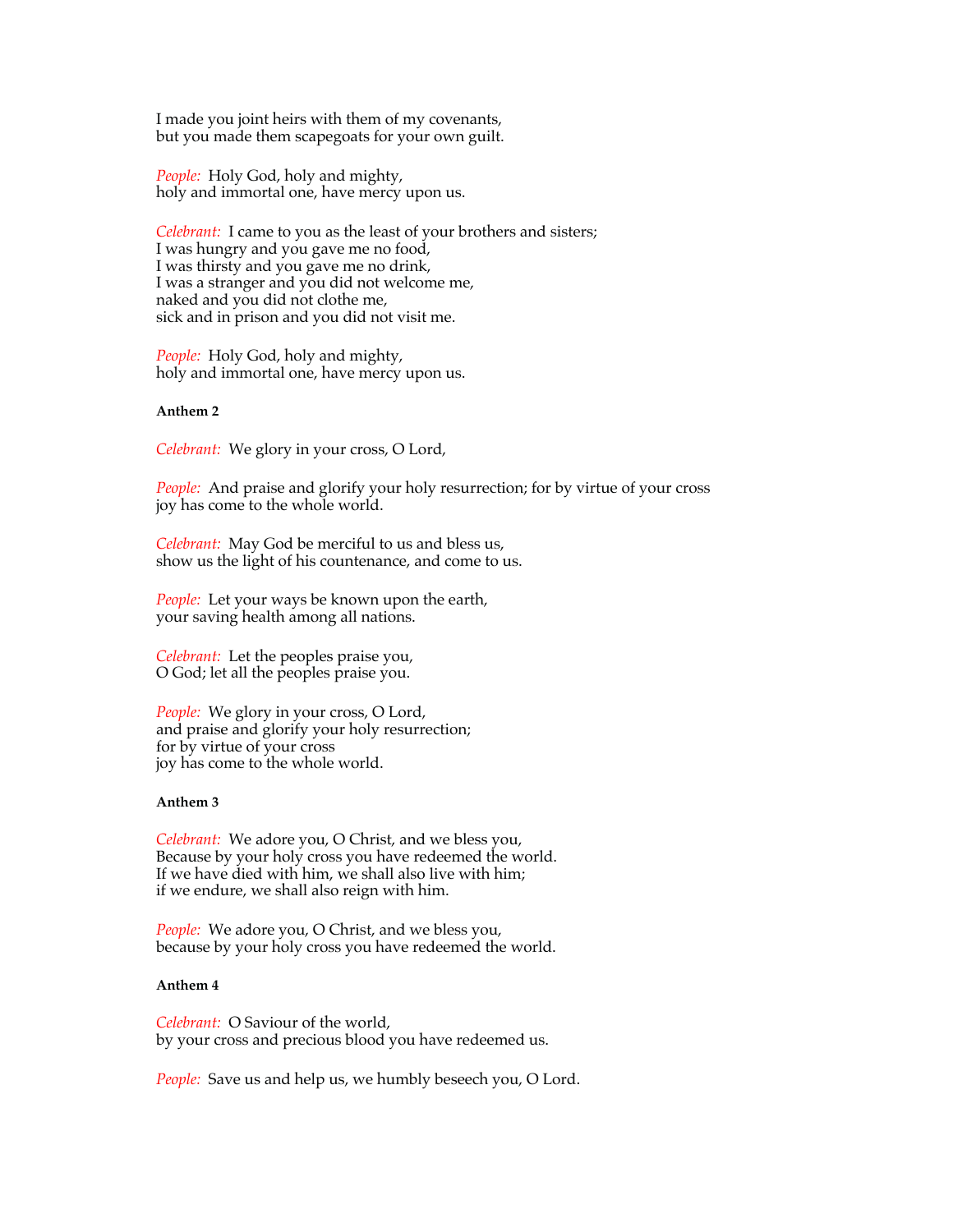I made you joint heirs with them of my covenants,
but you made them scapegoats for your own guilt.

*People:* Holy God, holy and mighty,
holy and immortal one, have mercy upon us.

*Celebrant:* I came to you as the least of your brothers and sisters;
I was hungry and you gave me no food,
I was thirsty and you gave me no drink,
I was a stranger and you did not welcome me,
naked and you did not clothe me,
sick and in prison and you did not visit me.

*People:* Holy God, holy and mighty,
holy and immortal one, have mercy upon us.

**Anthem 2**

*Celebrant:* We glory in your cross, O Lord,

*People:* And praise and glorify your holy resurrection; for by virtue of your cross
joy has come to the whole world.

*Celebrant:* May God be merciful to us and bless us,
show us the light of his countenance, and come to us.

*People:* Let your ways be known upon the earth,
your saving health among all nations.

*Celebrant:* Let the peoples praise you,
O God; let all the peoples praise you.

*People:* We glory in your cross, O Lord,
and praise and glorify your holy resurrection;
for by virtue of your cross
joy has come to the whole world.

**Anthem 3**

*Celebrant:* We adore you, O Christ, and we bless you,
Because by your holy cross you have redeemed the world.
If we have died with him, we shall also live with him;
if we endure, we shall also reign with him.

*People:* We adore you, O Christ, and we bless you,
because by your holy cross you have redeemed the world.

**Anthem 4**

*Celebrant:* O Saviour of the world,
by your cross and precious blood you have redeemed us.

*People:* Save us and help us, we humbly beseech you, O Lord.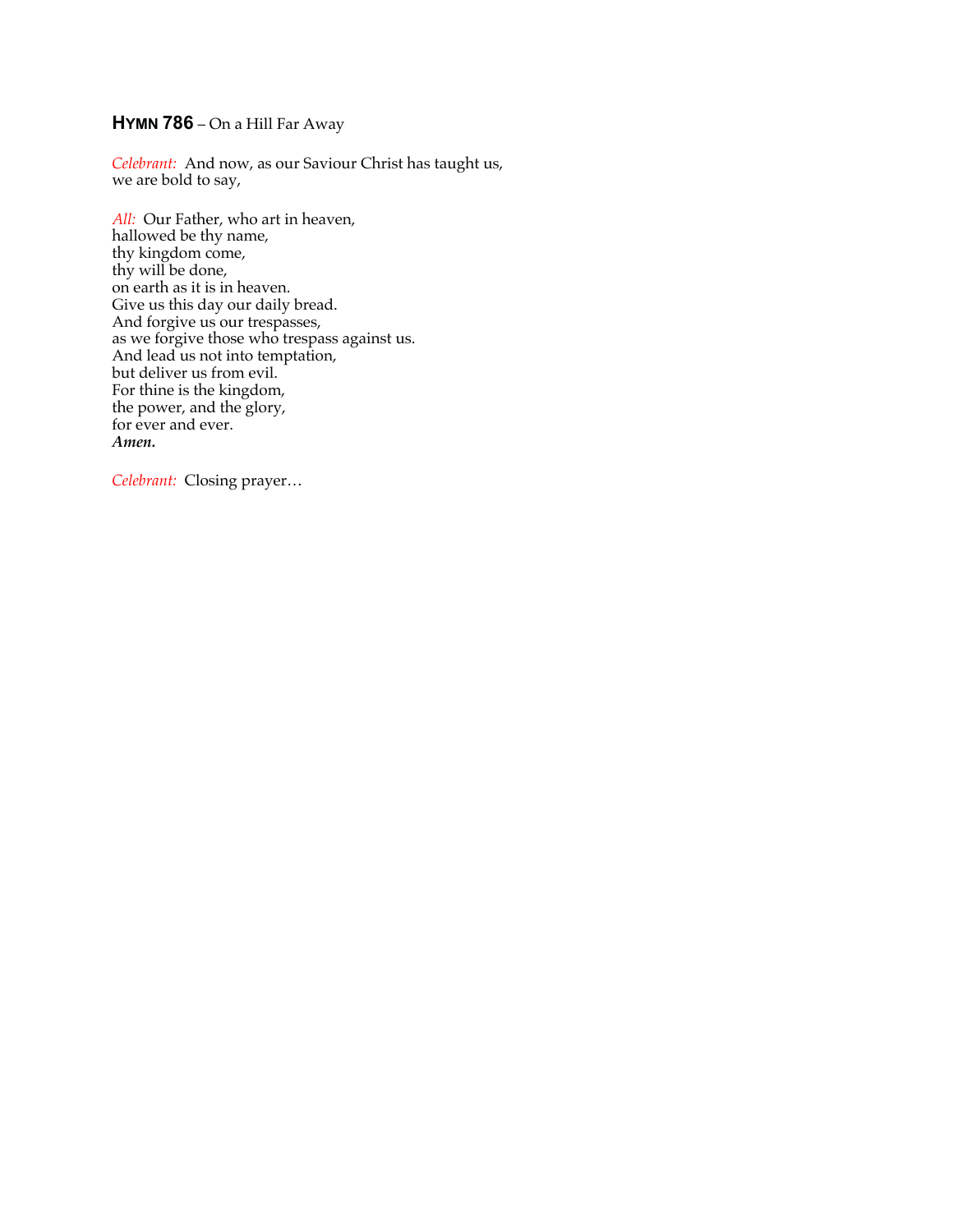**HYMN 786** – On a Hill Far Away

*Celebrant:* And now, as our Saviour Christ has taught us,
we are bold to say,

*All:* Our Father, who art in heaven,
hallowed be thy name,
thy kingdom come,
thy will be done,
on earth as it is in heaven.
Give us this day our daily bread.
And forgive us our trespasses,
as we forgive those who trespass against us.
And lead us not into temptation,
but deliver us from evil.
For thine is the kingdom,
the power, and the glory,
for ever and ever.
***Amen.***

*Celebrant:* Closing prayer…